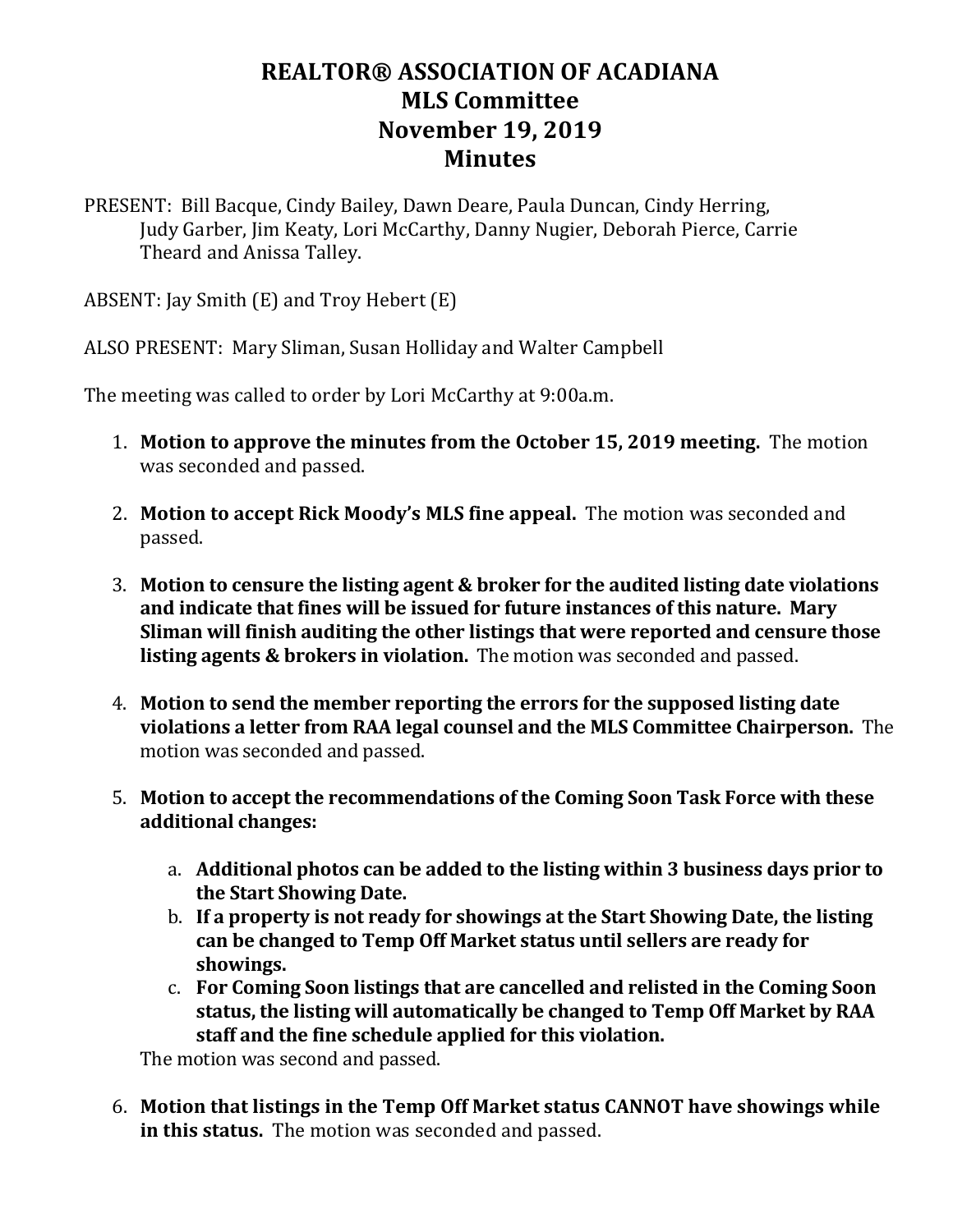# REALTOR® ASSOCIATION OF ACADIANA
# MLS Committee
# November 19, 2019
# Minutes

PRESENT: Bill Bacque, Cindy Bailey, Dawn Deare, Paula Duncan, Cindy Herring, Judy Garber, Jim Keaty, Lori McCarthy, Danny Nugier, Deborah Pierce, Carrie Theard and Anissa Talley.

ABSENT: Jay Smith (E) and Troy Hebert (E)

ALSO PRESENT: Mary Sliman, Susan Holliday and Walter Campbell

The meeting was called to order by Lori McCarthy at 9:00a.m.

1. **Motion to approve the minutes from the October 15, 2019 meeting.** The motion was seconded and passed.

2. **Motion to accept Rick Moody's MLS fine appeal.** The motion was seconded and passed.

3. **Motion to censure the listing agent & broker for the audited listing date violations and indicate that fines will be issued for future instances of this nature. Mary Sliman will finish auditing the other listings that were reported and censure those listing agents & brokers in violation.** The motion was seconded and passed.

4. **Motion to send the member reporting the errors for the supposed listing date violations a letter from RAA legal counsel and the MLS Committee Chairperson.** The motion was seconded and passed.

5. **Motion to accept the recommendations of the Coming Soon Task Force with these additional changes:**

    a. **Additional photos can be added to the listing within 3 business days prior to the Start Showing Date.**
    b. **If a property is not ready for showings at the Start Showing Date, the listing can be changed to Temp Off Market status until sellers are ready for showings.**
    c. **For Coming Soon listings that are cancelled and relisted in the Coming Soon status, the listing will automatically be changed to Temp Off Market by RAA staff and the fine schedule applied for this violation.**

    The motion was second and passed.

6. **Motion that listings in the Temp Off Market status CANNOT have showings while in this status.** The motion was seconded and passed.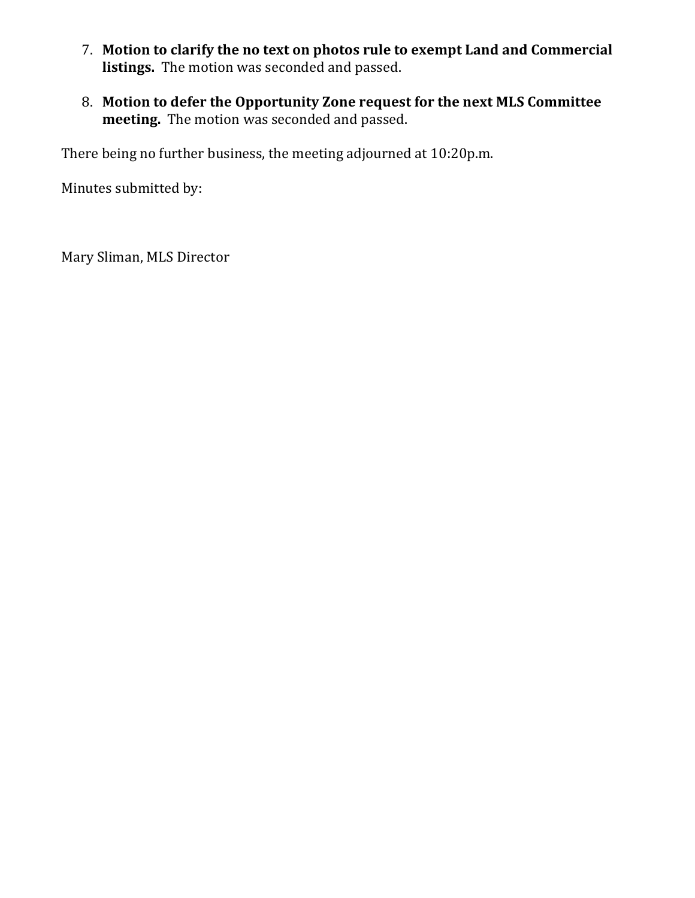7. **Motion to clarify the no text on photos rule to exempt Land and Commercial listings.** The motion was seconded and passed.

8. **Motion to defer the Opportunity Zone request for the next MLS Committee meeting.** The motion was seconded and passed.

There being no further business, the meeting adjourned at 10:20p.m.

Minutes submitted by:

Mary Sliman, MLS Director